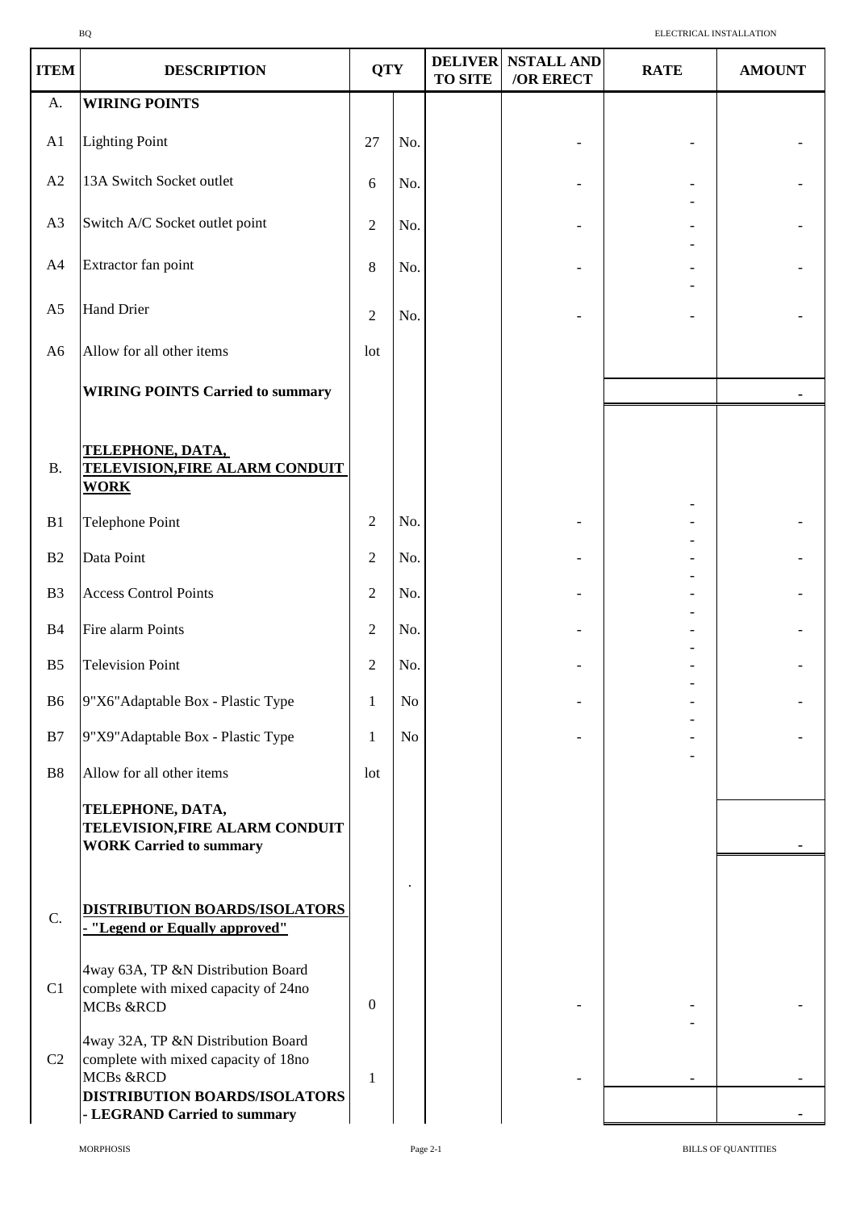| ITEM | DESCRIPTION | QTY | | DELIVER TO SITE | NSTALL AND /OR ERECT | RATE | AMOUNT |
|---|---|---|---|---|---|---|---|
| A. | **WIRING POINTS** | | | | | | |
| A1 | Lighting Point | 27 | No. | | - | - | - |
| A2 | 13A Switch Socket outlet | 6 | No. | | - | - | - |
| A3 | Switch A/C Socket outlet point | 2 | No. | | - | - | - |
| A4 | Extractor fan point | 8 | No. | | - | - | - |
| A5 | Hand Drier | 2 | No. | | - | - | - |
| A6 | Allow for all other items | lot | | | | | |
| | **WIRING POINTS Carried to summary** | | | | | | - |
| B. | **TELEPHONE, DATA, TELEVISION,FIRE ALARM CONDUIT WORK** | | | | | | |
| B1 | Telephone Point | 2 | No. | | - | - | - |
| B2 | Data Point | 2 | No. | | - | - | - |
| B3 | Access Control Points | 2 | No. | | - | - | - |
| B4 | Fire alarm Points | 2 | No. | | - | - | - |
| B5 | Television Point | 2 | No. | | - | - | - |
| B6 | 9"X6"Adaptable Box - Plastic Type | 1 | No | | - | - | - |
| B7 | 9"X9"Adaptable Box - Plastic Type | 1 | No | | - | - | - |
| B8 | Allow for all other items | lot | | | | | |
| | **TELEPHONE, DATA, TELEVISION,FIRE ALARM CONDUIT WORK Carried to summary** | | | | | | - |
| C. | **DISTRIBUTION BOARDS/ISOLATORS - "Legend or Equally approved"** | | | | | | |
| C1 | 4way 63A, TP &N Distribution Board complete with mixed capacity of 24no MCBs &RCD | 0 | | | - | - | - |
| C2 | 4way 32A, TP &N Distribution Board complete with mixed capacity of 18no MCBs &RCD | 1 | | | - | - | - |
| | **DISTRIBUTION BOARDS/ISOLATORS - LEGRAND Carried to summary** | | | | | | - |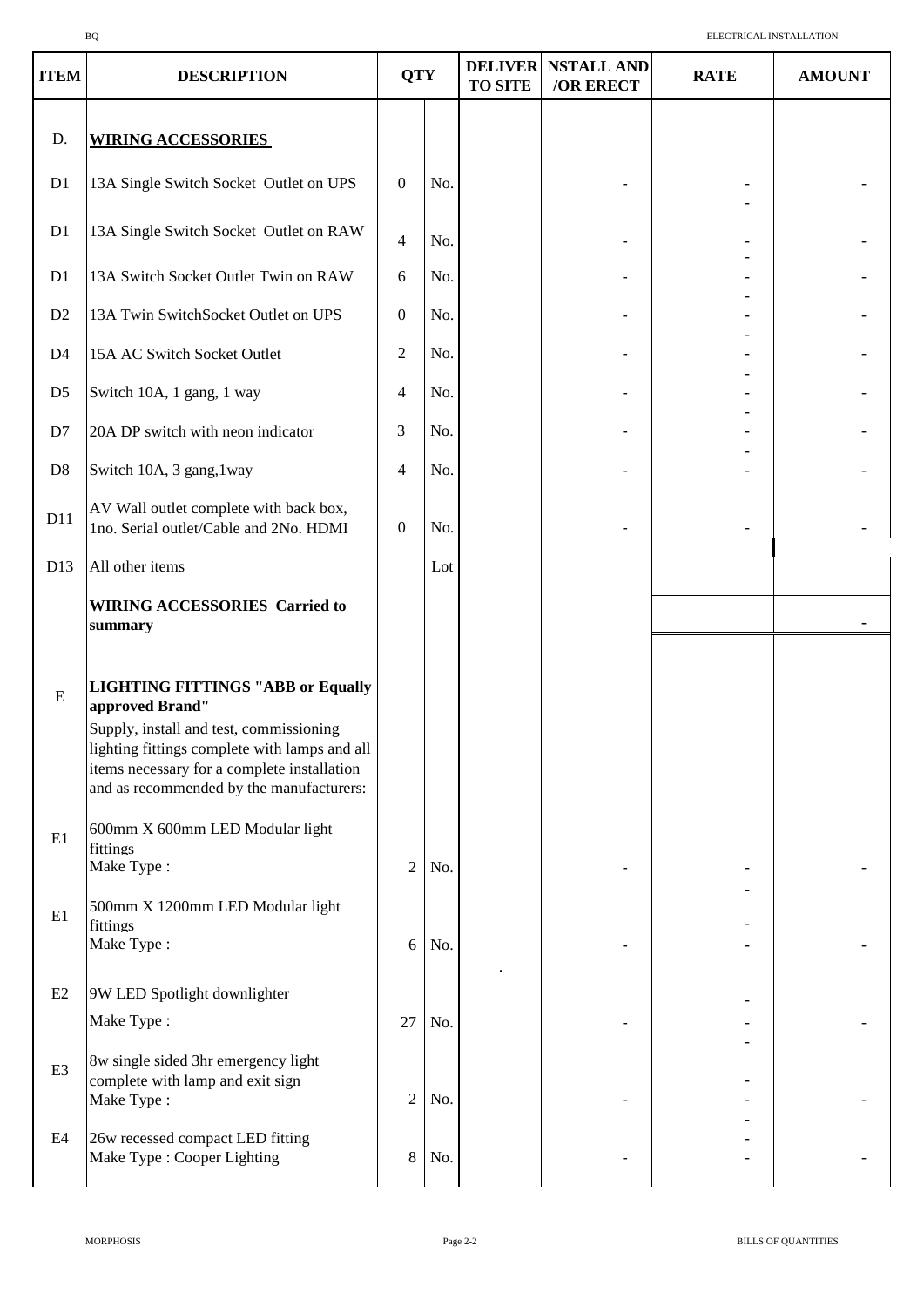| ITEM | DESCRIPTION | QTY | | DELIVER TO SITE | NSTALL AND /OR ERECT | RATE | AMOUNT |
|---|---|---|---|---|---|---|---|
| D. | **WIRING ACCESSORIES** | | | | | | |
| D1 | 13A Single Switch Socket Outlet on UPS | 0 | No. | | - | - | - |
| D1 | 13A Single Switch Socket Outlet on RAW | 4 | No. | | - | - | - |
| D1 | 13A Switch Socket Outlet Twin on RAW | 6 | No. | | - | - | - |
| D2 | 13A Twin SwitchSocket Outlet on UPS | 0 | No. | | - | - | - |
| D4 | 15A AC Switch Socket Outlet | 2 | No. | | - | - | - |
| D5 | Switch 10A, 1 gang, 1 way | 4 | No. | | - | - | - |
| D7 | 20A DP switch with neon indicator | 3 | No. | | - | - | - |
| D8 | Switch 10A, 3 gang,1way | 4 | No. | | - | - | - |
| D11 | AV Wall outlet complete with back box, 1no. Serial outlet/Cable and 2No. HDMI | 0 | No. | | - | - | - |
| D13 | All other items | | Lot | | | | |
| | **WIRING ACCESSORIES Carried to summary** | | | | | | - |
| E | **LIGHTING FITTINGS "ABB or Equally approved Brand"** Supply, install and test, commissioning lighting fittings complete with lamps and all items necessary for a complete installation and as recommended by the manufacturers: | | | | | | |
| E1 | 600mm X 600mm LED Modular light fittings Make Type : | 2 | No. | | - | - | - |
| E1 | 500mm X 1200mm LED Modular light fittings Make Type : | 6 | No. | | - | - | - |
| E2 | 9W LED Spotlight downlighter Make Type : | 27 | No. | | - | - | - |
| E3 | 8w single sided 3hr emergency light complete with lamp and exit sign Make Type : | 2 | No. | | - | - | - |
| E4 | 26w recessed compact LED fitting Make Type : Cooper Lighting | 8 | No. | | - | - | - |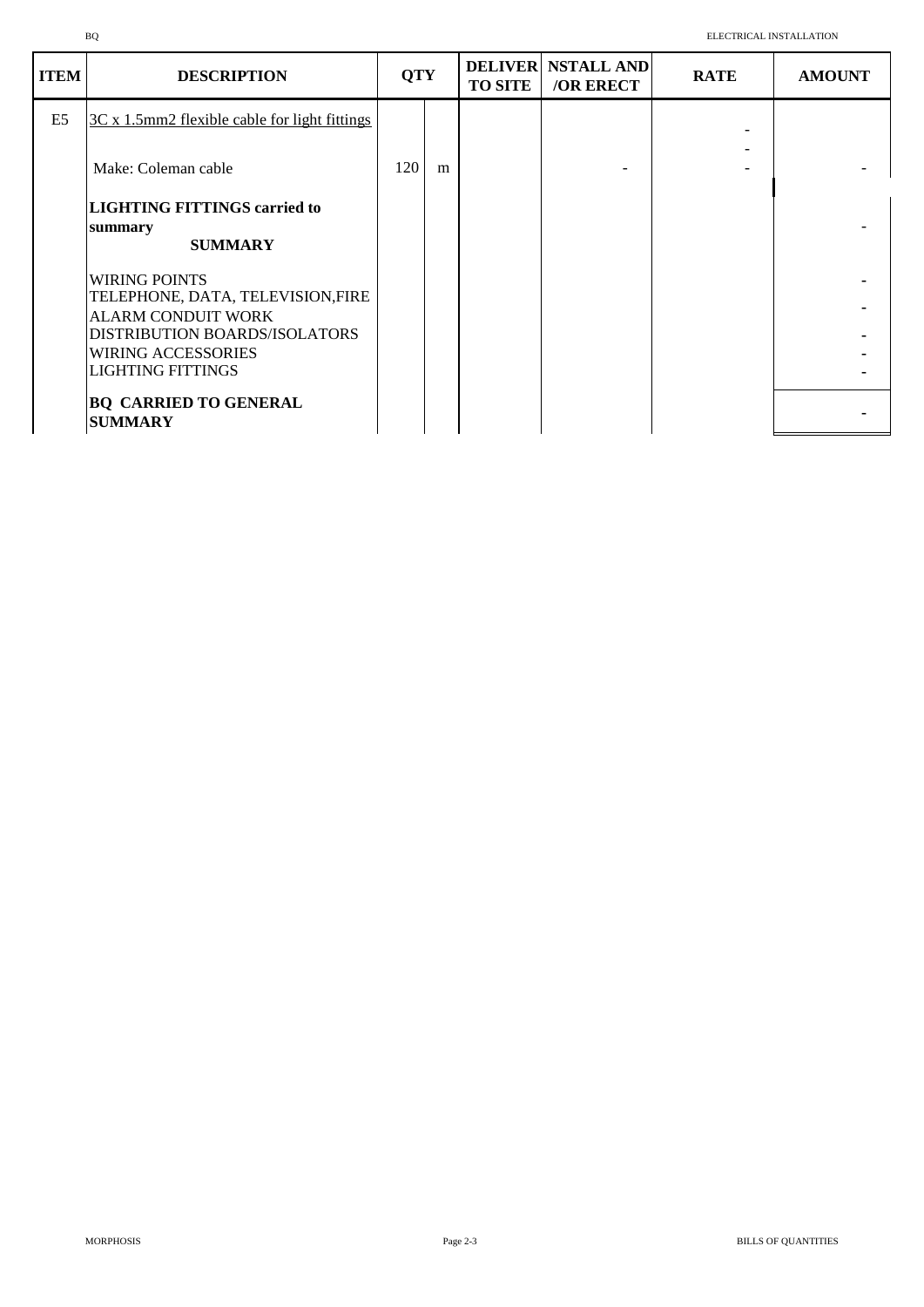| ITEM | DESCRIPTION | QTY | | DELIVER TO SITE | NSTALL AND /OR ERECT | RATE | AMOUNT |
|---|---|---|---|---|---|---|---|
| E5 | 3C x 1.5mm2 flexible cable for light fittings | | | | | - | |
| | Make: Coleman cable | 120 | m | | - | - - | - |
| | **LIGHTING FITTINGS carried to summary** | | | | | | - |
| | **SUMMARY** | | | | | | |
| | WIRING POINTS | | | | | | - |
| | TELEPHONE, DATA, TELEVISION,FIRE ALARM CONDUIT WORK | | | | | | - |
| | DISTRIBUTION BOARDS/ISOLATORS | | | | | | - |
| | WIRING ACCESSORIES | | | | | | - |
| | LIGHTING FITTINGS | | | | | | - |
| | **BQ CARRIED TO GENERAL SUMMARY** | | | | | | - |